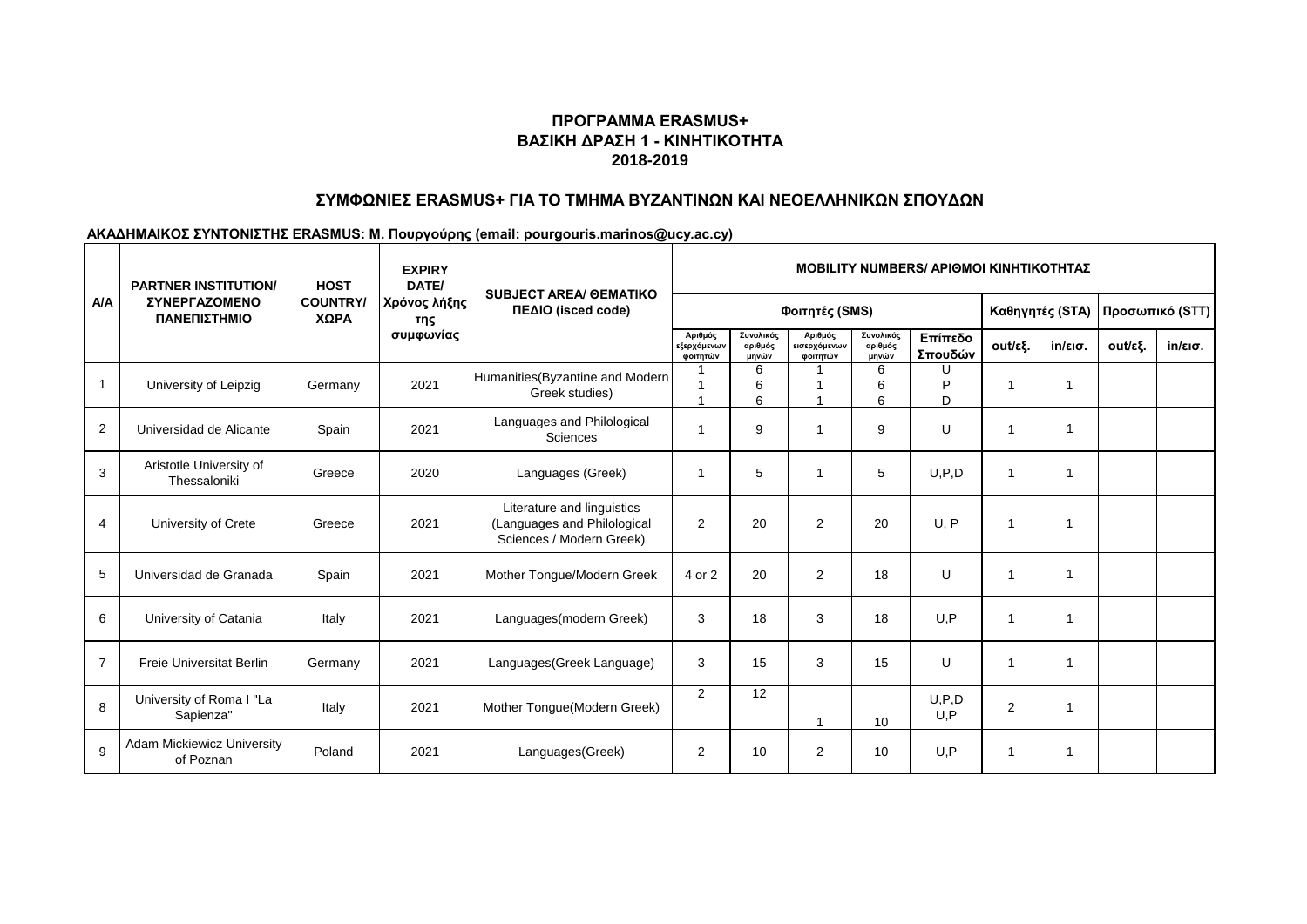## ΠΡΟΓΡΑΜΜΑ ERASMUS+
## ΒΑΣΙΚΗ ΔΡΑΣΗ 1 - ΚΙΝΗΤΙΚΟΤΗΤΑ
## 2018-2019

### ΣΥΜΦΩΝΙΕΣ ERASMUS+ ΓΙΑ ΤΟ ΤΜΗΜΑ ΒΥΖΑΝΤΙΝΩΝ ΚΑΙ ΝΕΟΕΛΛΗΝΙΚΩΝ ΣΠΟΥΔΩΝ

**ΑΚΑΔΗΜΑΙΚΟΣ ΣΥΝΤΟΝΙΣΤΗΣ ERASMUS: Μ. Πουργούρης (email: pourgouris.marinos@ucy.ac.cy)**

| Α/Α | PARTNER INSTITUTION/ ΣΥΝΕΡΓΑΖΟΜΕΝΟ ΠΑΝΕΠΙΣΤΗΜΙΟ | HOST COUNTRY/ ΧΩΡΑ | EXPIRY DATE/ Χρόνος λήξης της συμφωνίας | SUBJECT AREA/ ΘΕΜΑΤΙΚΟ ΠΕΔΙΟ (isced code) | MOBILITY NUMBERS/ ΑΡΙΘΜΟΙ ΚΙΝΗΤΙΚΟΤΗΤΑΣ | | | | | | | | |
|---|---|---|---|---|---|---|---|---|---|---|---|---|---|
| | | | | | Φοιτητές (SMS) | | | | | Καθηγητές (STA) | | Προσωπικό (STT) | |
| | | | | | Αριθμός εξερχόμενων φοιτητών | Συνολικός αριθμός μηνών | Αριθμός εισερχόμενων φοιτητών | Συνολικός αριθμός μηνών | Επίπεδο Σπουδών | out/εξ. | in/εισ. | out/εξ. | in/εισ. |
| 1 | University of Leipzig | Germany | 2021 | Humanities(Byzantine and Modern Greek studies) | 1<br>1<br>1 | 6<br>6<br>6 | 1<br>1<br>1 | 6<br>6<br>6 | U<br>P<br>D | 1 | 1 | | |
| 2 | Universidad de Alicante | Spain | 2021 | Languages and Philological Sciences | 1 | 9 | 1 | 9 | U | 1 | 1 | | |
| 3 | Aristotle University of Thessaloniki | Greece | 2020 | Languages (Greek) | 1 | 5 | 1 | 5 | U,P,D | 1 | 1 | | |
| 4 | University of Crete | Greece | 2021 | Literature and linguistics (Languages and Philological Sciences / Modern Greek) | 2 | 20 | 2 | 20 | U, P | 1 | 1 | | |
| 5 | Universidad de Granada | Spain | 2021 | Mother Tongue/Modern Greek | 4 or 2 | 20 | 2 | 18 | U | 1 | 1 | | |
| 6 | University of Catania | Italy | 2021 | Languages(modern Greek) | 3 | 18 | 3 | 18 | U,P | 1 | 1 | | |
| 7 | Freie Universitat Berlin | Germany | 2021 | Languages(Greek Language) | 3 | 15 | 3 | 15 | U | 1 | 1 | | |
| 8 | University of Roma I "La Sapienza" | Italy | 2021 | Mother Tongue(Modern Greek) | 2 | 12 | 1 | 10 | U,P,D<br>U,P | 2 | 1 | | |
| 9 | Adam Mickiewicz University of Poznan | Poland | 2021 | Languages(Greek) | 2 | 10 | 2 | 10 | U,P | 1 | 1 | | |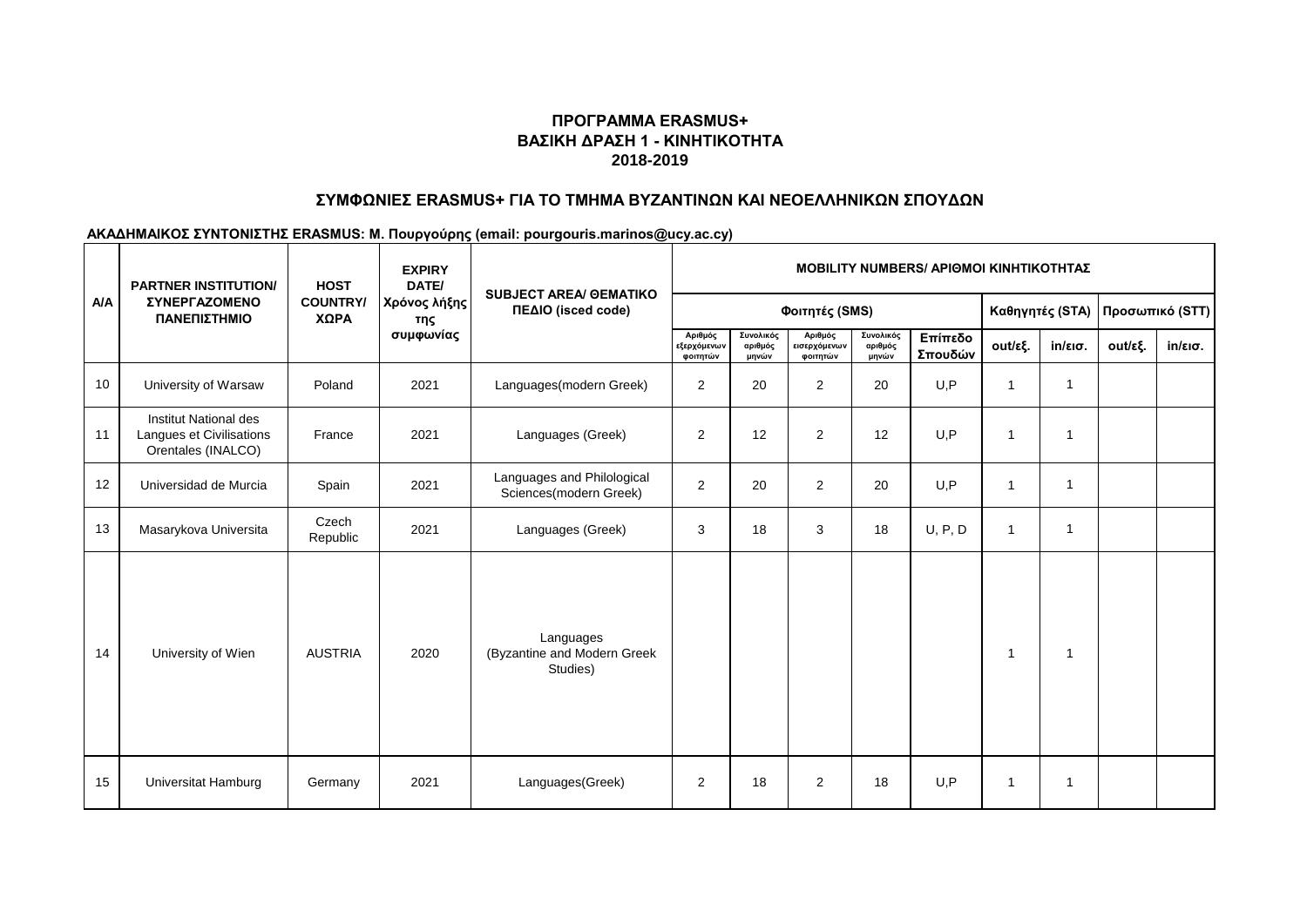**ΠΡΟΓΡΑΜΜΑ ERASMUS+**
**ΒΑΣΙΚΗ ΔΡΑΣΗ 1 - ΚΙΝΗΤΙΚΟΤΗΤΑ**
**2018-2019**

**ΣΥΜΦΩΝΙΕΣ ERASMUS+ ΓΙΑ ΤΟ ΤΜΗΜΑ ΒΥΖΑΝΤΙΝΩΝ ΚΑΙ ΝΕΟΕΛΛΗΝΙΚΩΝ ΣΠΟΥΔΩΝ**

**ΑΚΑΔΗΜΑΙΚΟΣ ΣΥΝΤΟΝΙΣΤΗΣ ERASMUS: Μ. Πουργούρης (email: pourgouris.marinos@ucy.ac.cy)**

| Α/Α | PARTNER INSTITUTION/ ΣΥΝΕΡΓΑΖΟΜΕΝΟ ΠΑΝΕΠΙΣΤΗΜΙΟ | HOST COUNTRY/ ΧΩΡΑ | EXPIRY DATE/ Χρόνος λήξης της συμφωνίας | SUBJECT AREA/ ΘΕΜΑΤΙΚΟ ΠΕΔΙΟ (isced code) | MOBILITY NUMBERS/ ΑΡΙΘΜΟΙ ΚΙΝΗΤΙΚΟΤΗΤΑΣ | | | | | | | | |
|---|---|---|---|---|---|---|---|---|---|---|---|---|---|
| | | | | | Φοιτητές (SMS) | | | | | Καθηγητές (STA) | | Προσωπικό (STT) | |
| | | | | | Αριθμός εξερχόμενων φοιτητών | Συνολικός αριθμός μηνών | Αριθμός εισερχόμενων φοιτητών | Συνολικός αριθμός μηνών | Επίπεδο Σπουδών | out/εξ. | in/εισ. | out/εξ. | in/εισ. |
| 10 | University of Warsaw | Poland | 2021 | Languages(modern Greek) | 2 | 20 | 2 | 20 | U,P | 1 | 1 | | |
| 11 | Institut National des Langues et Civilisations Orentales (INALCO) | France | 2021 | Languages (Greek) | 2 | 12 | 2 | 12 | U,P | 1 | 1 | | |
| 12 | Universidad de Murcia | Spain | 2021 | Languages and Philological Sciences(modern Greek) | 2 | 20 | 2 | 20 | U,P | 1 | 1 | | |
| 13 | Masarykova Universita | Czech Republic | 2021 | Languages (Greek) | 3 | 18 | 3 | 18 | U, P, D | 1 | 1 | | |
| 14 | University of Wien | AUSTRIA | 2020 | Languages (Byzantine and Modern Greek Studies) | | | | | | 1 | 1 | | |
| 15 | Universitat Hamburg | Germany | 2021 | Languages(Greek) | 2 | 18 | 2 | 18 | U,P | 1 | 1 | | |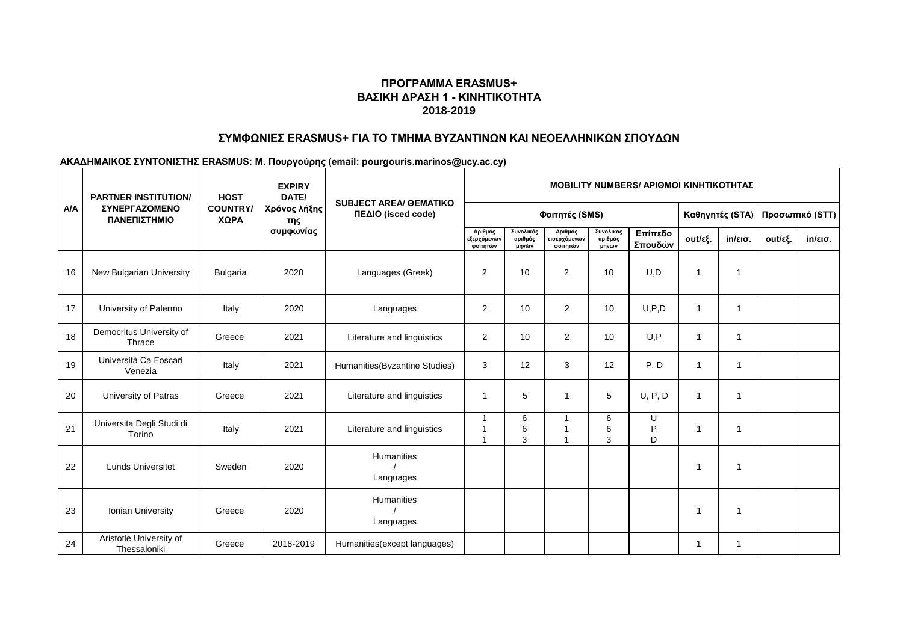**ΠΡΟΓΡΑΜΜΑ ERASMUS+**
**ΒΑΣΙΚΗ ΔΡΑΣΗ 1 - ΚΙΝΗΤΙΚΟΤΗΤΑ**
**2018-2019**

**ΣΥΜΦΩΝΙΕΣ ERASMUS+ ΓΙΑ ΤΟ ΤΜΗΜΑ ΒΥΖΑΝΤΙΝΩΝ ΚΑΙ ΝΕΟΕΛΛΗΝΙΚΩΝ ΣΠΟΥΔΩΝ**

**ΑΚΑΔΗΜΑΙΚΟΣ ΣΥΝΤΟΝΙΣΤΗΣ ERASMUS: Μ. Πουργούρης (email: pourgouris.marinos@ucy.ac.cy)**

| Α/Α | PARTNER INSTITUTION/ ΣΥΝΕΡΓΑΖΟΜΕΝΟ ΠΑΝΕΠΙΣΤΗΜΙΟ | HOST COUNTRY/ ΧΩΡΑ | EXPIRY DATE/ Χρόνος λήξης της συμφωνίας | SUBJECT AREA/ ΘΕΜΑΤΙΚΟ ΠΕΔΙΟ (isced code) | MOBILITY NUMBERS/ ΑΡΙΘΜΟΙ ΚΙΝΗΤΙΚΟΤΗΤΑΣ | | | | | | | | |
|---|---|---|---|---|---|---|---|---|---|---|---|---|---|
| | | | | | Φοιτητές (SMS) | | | | | Καθηγητές (STA) | | Προσωπικό (STT) | |
| | | | | | Αριθμός εξερχόμενων φοιτητών | Συνολικός αριθμός μηνών | Αριθμός εισερχόμενων φοιτητών | Συνολικός αριθμός μηνών | Επίπεδο Σπουδών | out/εξ. | in/εισ. | out/εξ. | in/εισ. |
| 16 | New Bulgarian University | Bulgaria | 2020 | Languages (Greek) | 2 | 10 | 2 | 10 | U,D | 1 | 1 | | |
| 17 | University of Palermo | Italy | 2020 | Languages | 2 | 10 | 2 | 10 | U,P,D | 1 | 1 | | |
| 18 | Democritus University of Thrace | Greece | 2021 | Literature and linguistics | 2 | 10 | 2 | 10 | U,P | 1 | 1 | | |
| 19 | Università Ca Foscari Venezia | Italy | 2021 | Humanities(Byzantine Studies) | 3 | 12 | 3 | 12 | P, D | 1 | 1 | | |
| 20 | University of Patras | Greece | 2021 | Literature and linguistics | 1 | 5 | 1 | 5 | U, P, D | 1 | 1 | | |
| 21 | Universita Degli Studi di Torino | Italy | 2021 | Literature and linguistics | 1<br>1<br>1 | 6<br>6<br>3 | 1<br>1<br>1 | 6<br>6<br>3 | U<br>P<br>D | 1 | 1 | | |
| 22 | Lunds Universitet | Sweden | 2020 | Humanities / Languages | | | | | | 1 | 1 | | |
| 23 | Ionian University | Greece | 2020 | Humanities / Languages | | | | | | 1 | 1 | | |
| 24 | Aristotle University of Thessaloniki | Greece | 2018-2019 | Humanities(except languages) | | | | | | 1 | 1 | | |